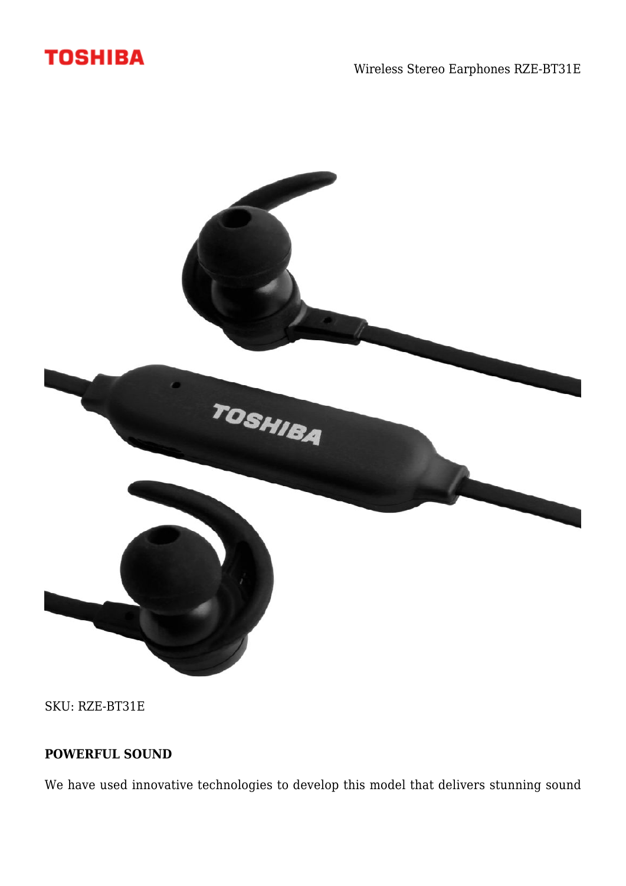Wireless Stereo Earphones RZE-BT31E

SKU: RZE-BT31E

**POWERFUL SOUND**

We have used innovative technologies to develop this model that delivers stunning sound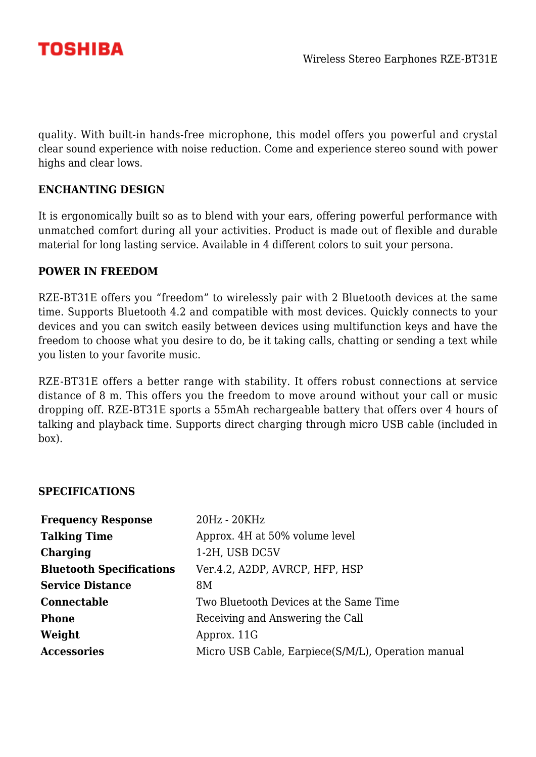quality. With built-in hands-free microphone, this model offers you powerful and crystal clear sound experience with noise reduction. Come and experience stereo sound with power highs and clear lows.

**ENCHANTING DESIGN**

It is ergonomically built so as to blend with your ears, offering powerful performance with unmatched comfort during all your activities. Product is made out of flexible and durable material for long lasting service. Available in 4 different colors to suit your persona.

**POWER IN FREEDOM**

RZE-BT31E offers you "freedom" to wirelessly pair with 2 Bluetooth devices at the same time. Supports Bluetooth 4.2 and compatible with most devices. Quickly connects to your devices and you can switch easily between devices using multifunction keys and have the freedom to choose what you desire to do, be it taking calls, chatting or sending a text while you listen to your favorite music.

RZE-BT31E offers a better range with stability. It offers robust connections at service distance of 8 m. This offers you the freedom to move around without your call or music dropping off. RZE-BT31E sports a 55mAh rechargeable battery that offers over 4 hours of talking and playback time. Supports direct charging through micro USB cable (included in box).

**SPECIFICATIONS**

| | |
|---|---|
| **Frequency Response** | 20Hz - 20KHz |
| **Talking Time** | Approx. 4H at 50% volume level |
| **Charging** | 1-2H, USB DC5V |
| **Bluetooth Specifications** | Ver.4.2, A2DP, AVRCP, HFP, HSP |
| **Service Distance** | 8M |
| **Connectable** | Two Bluetooth Devices at the Same Time |
| **Phone** | Receiving and Answering the Call |
| **Weight** | Approx. 11G |
| **Accessories** | Micro USB Cable, Earpiece(S/M/L), Operation manual |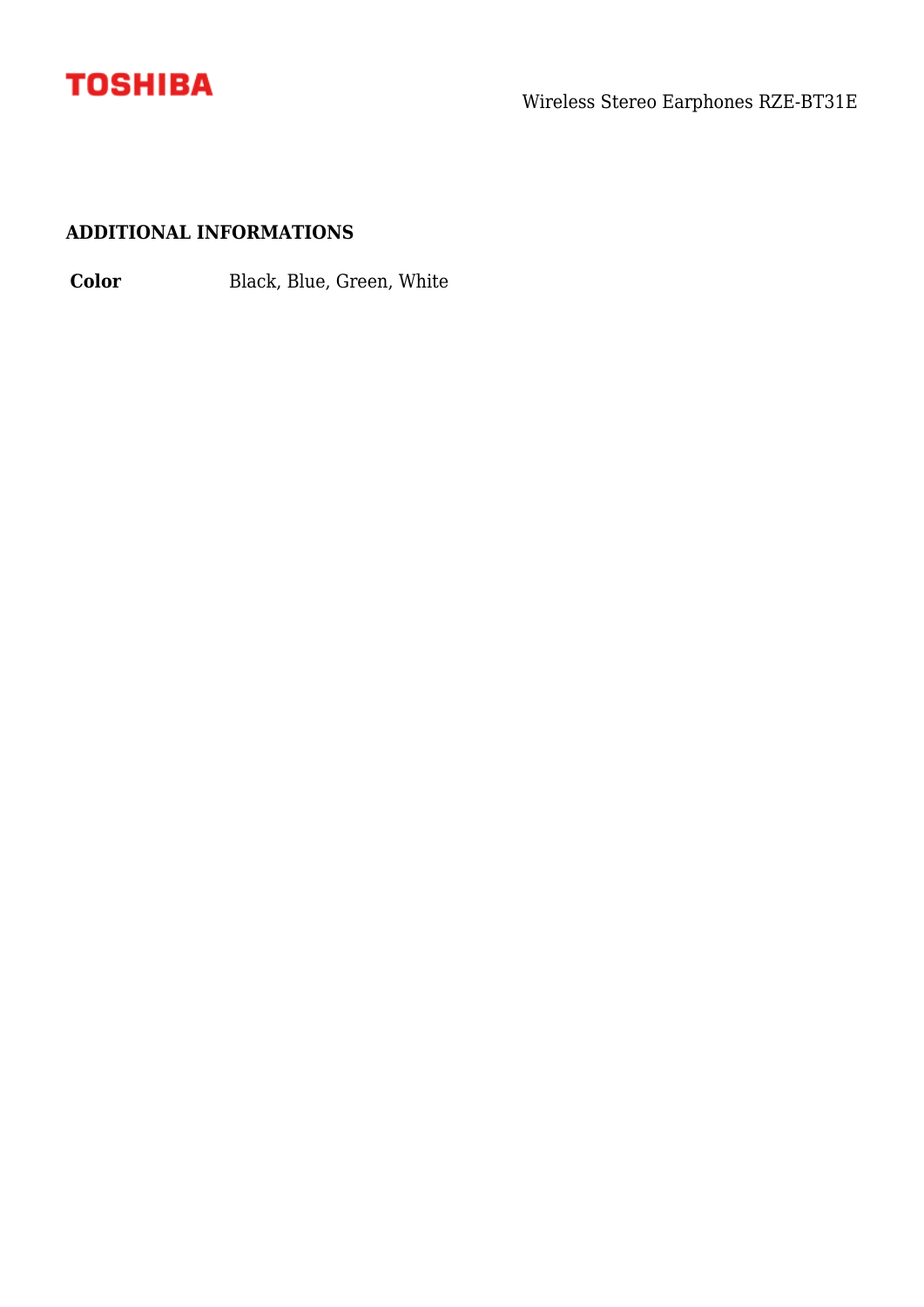## ADDITIONAL INFORMATIONS

| | |
|---|---|
| **Color** | Black, Blue, Green, White |